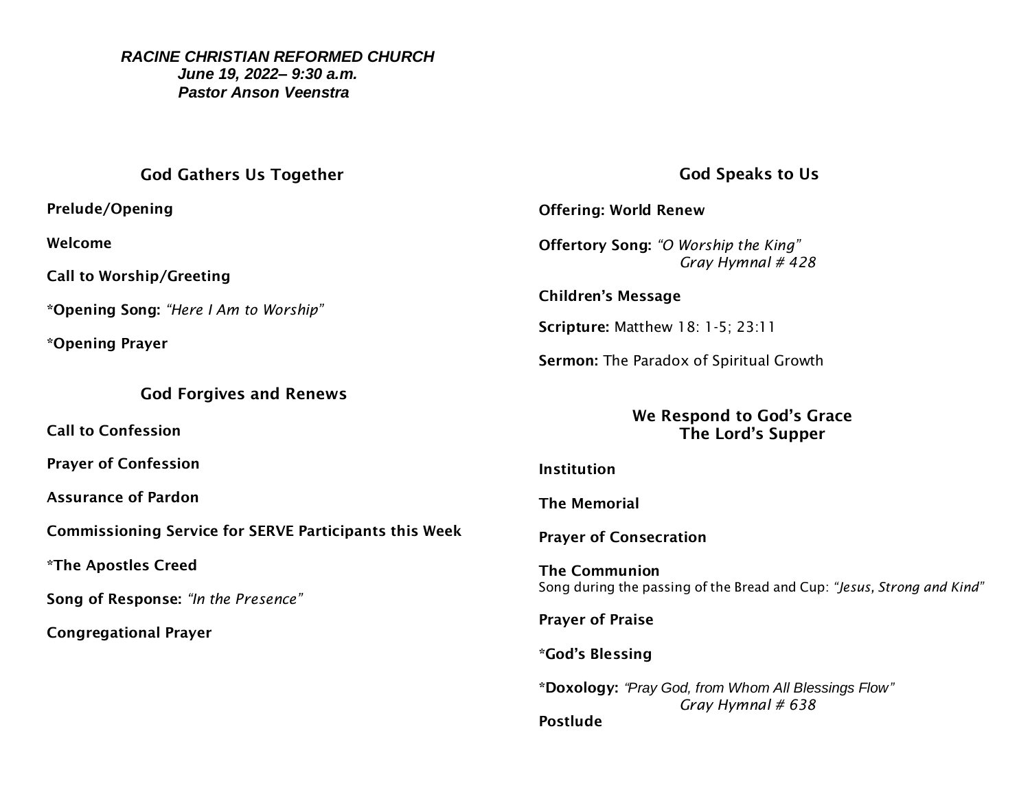***RACINE CHRISTIAN REFORMED CHURCH***
***June 19, 2022– 9:30 a.m.***
***Pastor Anson Veenstra***

## God Gathers Us Together

**Prelude/Opening**

**Welcome**

**Call to Worship/Greeting**

***Opening Song:** *“Here I Am to Worship”*

***Opening Prayer**

## God Forgives and Renews

**Call to Confession**

**Prayer of Confession**

**Assurance of Pardon**

**Commissioning Service for SERVE Participants this Week**

***The Apostles Creed**

**Song of Response:** *“In the Presence”*

**Congregational Prayer**

## God Speaks to Us

**Offering: World Renew**

**Offertory Song:** *“O Worship the King”*
*Gray Hymnal # 428*

**Children’s Message**

**Scripture:** Matthew 18: 1-5; 23:11

**Sermon:** The Paradox of Spiritual Growth

## We Respond to God’s Grace
## The Lord’s Supper

**Institution**

**The Memorial**

**Prayer of Consecration**

**The Communion**
Song during the passing of the Bread and Cup: *“Jesus, Strong and Kind”*

**Prayer of Praise**

***God’s Blessing**

***Doxology:** *“Pray God, from Whom All Blessings Flow”*
*Gray Hymnal # 638*

**Postlude**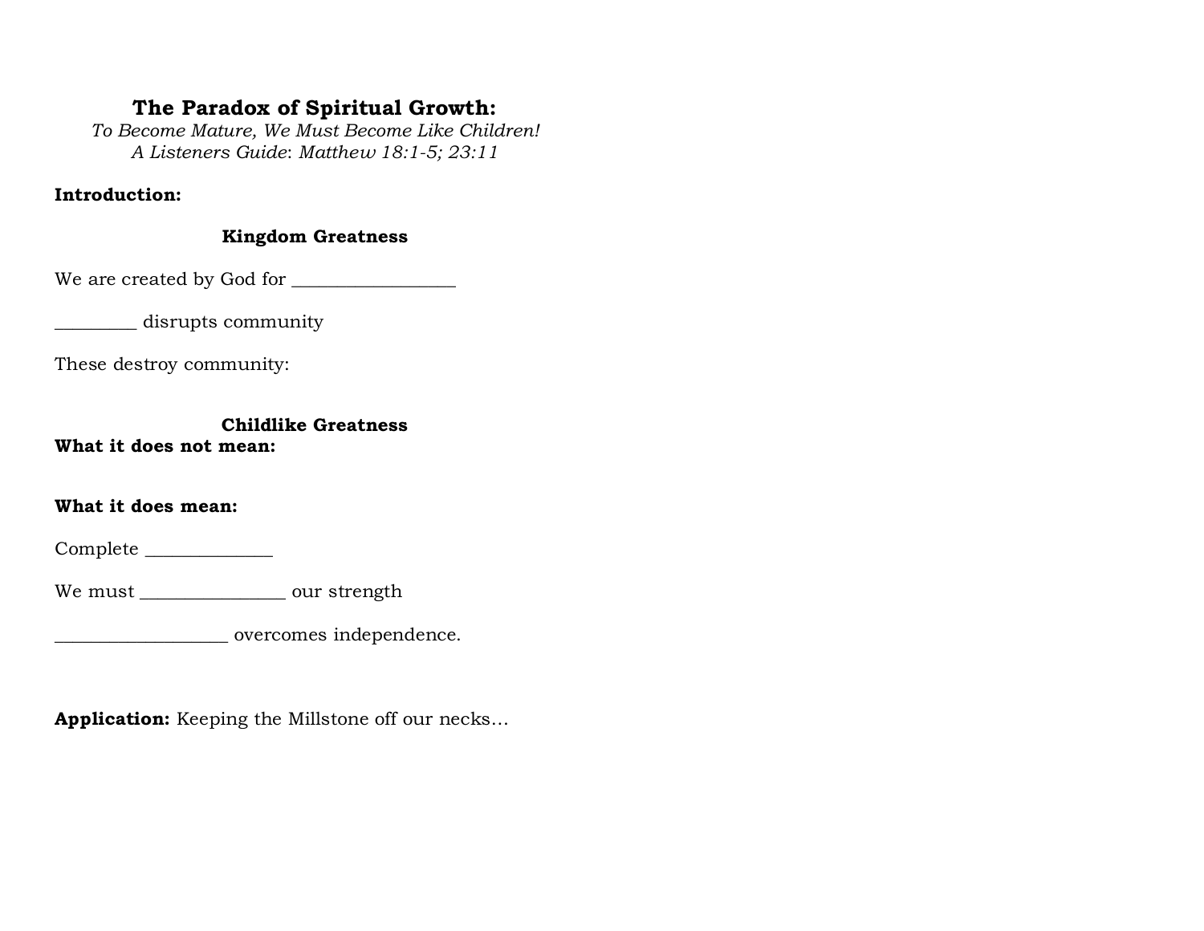# The Paradox of Spiritual Growth:

*To Become Mature, We Must Become Like Children!*
*A Listeners Guide*: *Matthew 18:1-5; 23:11*

**Introduction:**

## Kingdom Greatness

We are created by God for __________________

_________ disrupts community

These destroy community:

## Childlike Greatness

**What it does not mean:**

**What it does mean:**

Complete ______________

We must ________________ our strength

___________________ overcomes independence.

**Application:** Keeping the Millstone off our necks…